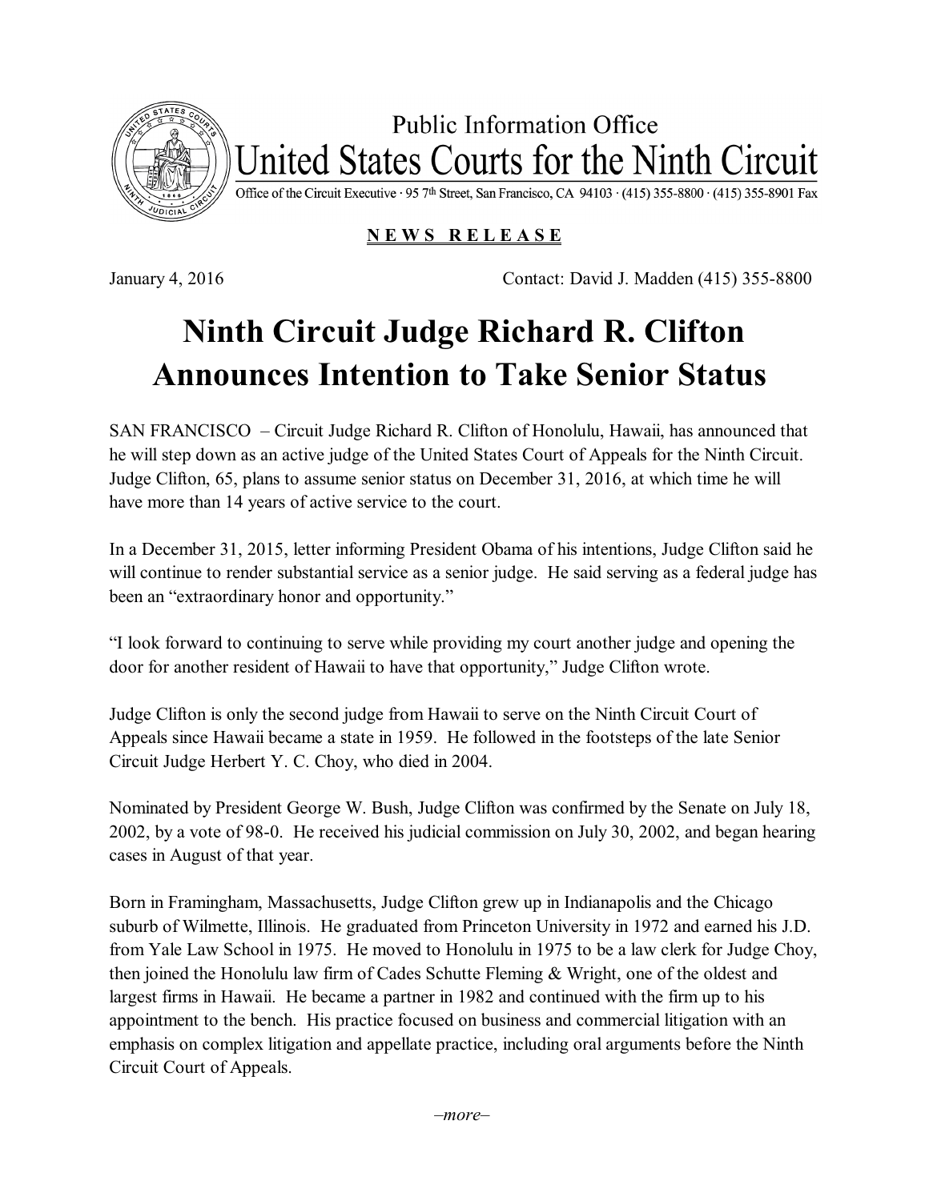Public Information Office

United States Courts for the Ninth Circuit

Office of the Circuit Executive · 95 7th Street, San Francisco, CA 94103 · (415) 355-8800 · (415) 355-8901 Fax

**NEWS RELEASE**

January 4, 2016 Contact: David J. Madden (415) 355-8800

# Ninth Circuit Judge Richard R. Clifton Announces Intention to Take Senior Status

SAN FRANCISCO – Circuit Judge Richard R. Clifton of Honolulu, Hawaii, has announced that he will step down as an active judge of the United States Court of Appeals for the Ninth Circuit. Judge Clifton, 65, plans to assume senior status on December 31, 2016, at which time he will have more than 14 years of active service to the court.

In a December 31, 2015, letter informing President Obama of his intentions, Judge Clifton said he will continue to render substantial service as a senior judge. He said serving as a federal judge has been an "extraordinary honor and opportunity."

"I look forward to continuing to serve while providing my court another judge and opening the door for another resident of Hawaii to have that opportunity," Judge Clifton wrote.

Judge Clifton is only the second judge from Hawaii to serve on the Ninth Circuit Court of Appeals since Hawaii became a state in 1959. He followed in the footsteps of the late Senior Circuit Judge Herbert Y. C. Choy, who died in 2004.

Nominated by President George W. Bush, Judge Clifton was confirmed by the Senate on July 18, 2002, by a vote of 98-0. He received his judicial commission on July 30, 2002, and began hearing cases in August of that year.

Born in Framingham, Massachusetts, Judge Clifton grew up in Indianapolis and the Chicago suburb of Wilmette, Illinois. He graduated from Princeton University in 1972 and earned his J.D. from Yale Law School in 1975. He moved to Honolulu in 1975 to be a law clerk for Judge Choy, then joined the Honolulu law firm of Cades Schutte Fleming & Wright, one of the oldest and largest firms in Hawaii. He became a partner in 1982 and continued with the firm up to his appointment to the bench. His practice focused on business and commercial litigation with an emphasis on complex litigation and appellate practice, including oral arguments before the Ninth Circuit Court of Appeals.

*–more–*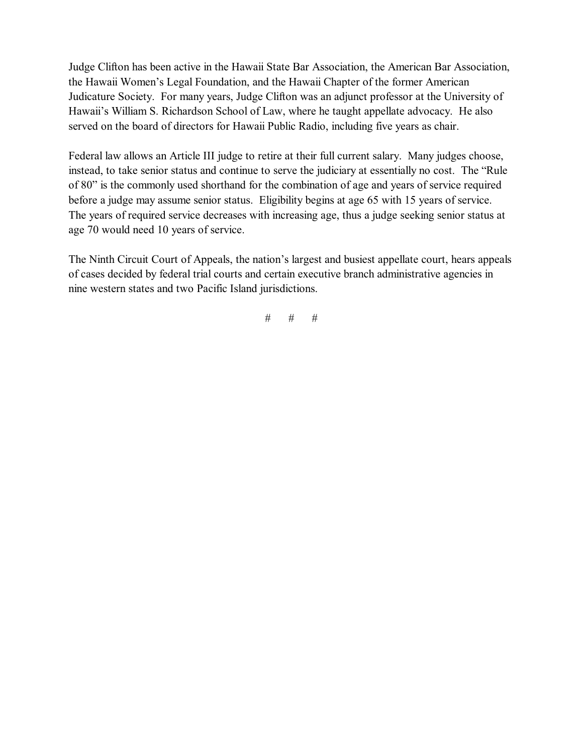Judge Clifton has been active in the Hawaii State Bar Association, the American Bar Association, the Hawaii Women's Legal Foundation, and the Hawaii Chapter of the former American Judicature Society. For many years, Judge Clifton was an adjunct professor at the University of Hawaii's William S. Richardson School of Law, where he taught appellate advocacy. He also served on the board of directors for Hawaii Public Radio, including five years as chair.

Federal law allows an Article III judge to retire at their full current salary. Many judges choose, instead, to take senior status and continue to serve the judiciary at essentially no cost. The "Rule of 80" is the commonly used shorthand for the combination of age and years of service required before a judge may assume senior status. Eligibility begins at age 65 with 15 years of service. The years of required service decreases with increasing age, thus a judge seeking senior status at age 70 would need 10 years of service.

The Ninth Circuit Court of Appeals, the nation's largest and busiest appellate court, hears appeals of cases decided by federal trial courts and certain executive branch administrative agencies in nine western states and two Pacific Island jurisdictions.

\# # #